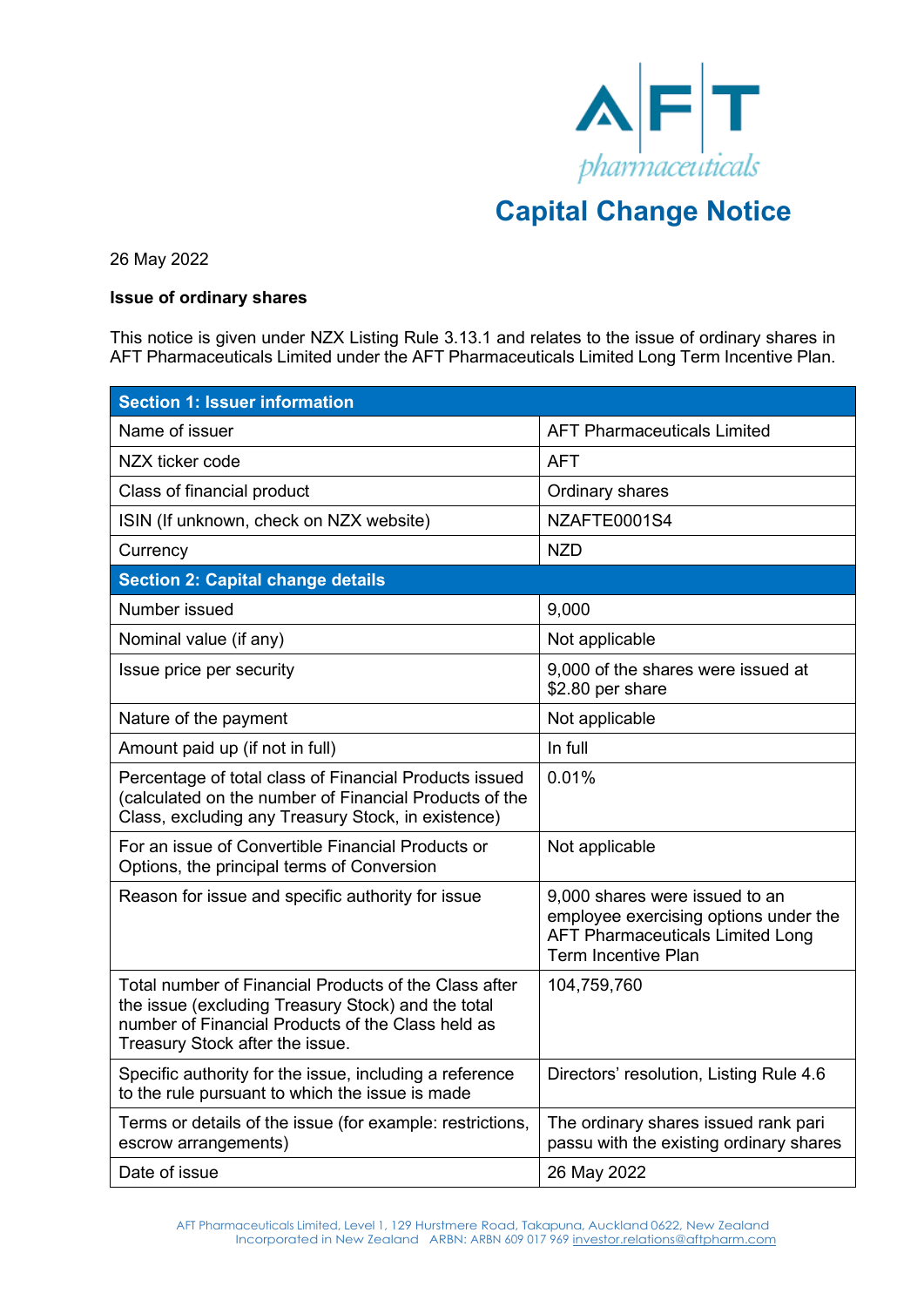# Capital Change Notice

26 May 2022

**Issue of ordinary shares**

This notice is given under NZX Listing Rule 3.13.1 and relates to the issue of ordinary shares in AFT Pharmaceuticals Limited under the AFT Pharmaceuticals Limited Long Term Incentive Plan.

| **Section 1: Issuer information** | |
|---|---|
| Name of issuer | AFT Pharmaceuticals Limited |
| NZX ticker code | AFT |
| Class of financial product | Ordinary shares |
| ISIN (If unknown, check on NZX website) | NZAFTE0001S4 |
| Currency | NZD |
| **Section 2: Capital change details** | |
| Number issued | 9,000 |
| Nominal value (if any) | Not applicable |
| Issue price per security | 9,000 of the shares were issued at $2.80 per share |
| Nature of the payment | Not applicable |
| Amount paid up (if not in full) | In full |
| Percentage of total class of Financial Products issued (calculated on the number of Financial Products of the Class, excluding any Treasury Stock, in existence) | 0.01% |
| For an issue of Convertible Financial Products or Options, the principal terms of Conversion | Not applicable |
| Reason for issue and specific authority for issue | 9,000 shares were issued to an employee exercising options under the AFT Pharmaceuticals Limited Long Term Incentive Plan |
| Total number of Financial Products of the Class after the issue (excluding Treasury Stock) and the total number of Financial Products of the Class held as Treasury Stock after the issue. | 104,759,760 |
| Specific authority for the issue, including a reference to the rule pursuant to which the issue is made | Directors' resolution, Listing Rule 4.6 |
| Terms or details of the issue (for example: restrictions, escrow arrangements) | The ordinary shares issued rank pari passu with the existing ordinary shares |
| Date of issue | 26 May 2022 |

AFT Pharmaceuticals Limited, Level 1, 129 Hurstmere Road, Takapuna, Auckland 0622, New Zealand
Incorporated in New Zealand ARBN: ARBN 609 017 969 investor.relations@aftpharm.com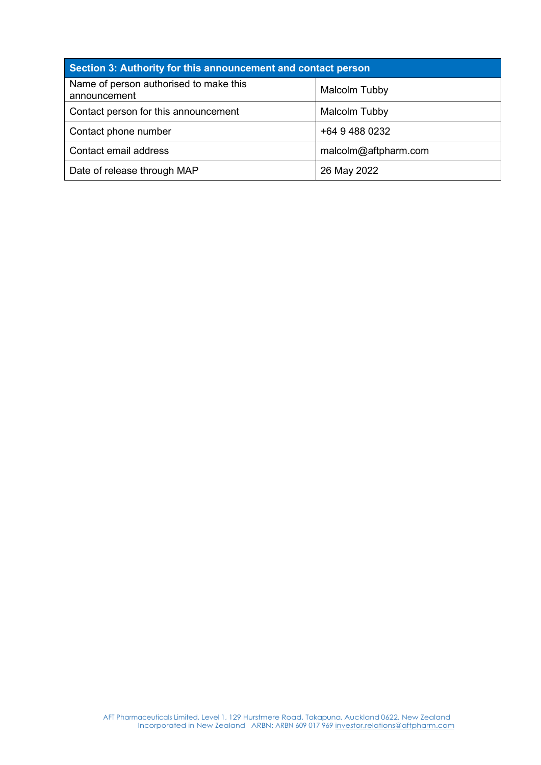| Section 3: Authority for this announcement and contact person | |
|---|---|
| Name of person authorised to make this announcement | Malcolm Tubby |
| Contact person for this announcement | Malcolm Tubby |
| Contact phone number | +64 9 488 0232 |
| Contact email address | malcolm@aftpharm.com |
| Date of release through MAP | 26 May 2022 |

AFT Pharmaceuticals Limited, Level 1, 129 Hurstmere Road, Takapuna, Auckland 0622, New Zealand
Incorporated in New Zealand ARBN: ARBN 609 017 969 investor.relations@aftpharm.com